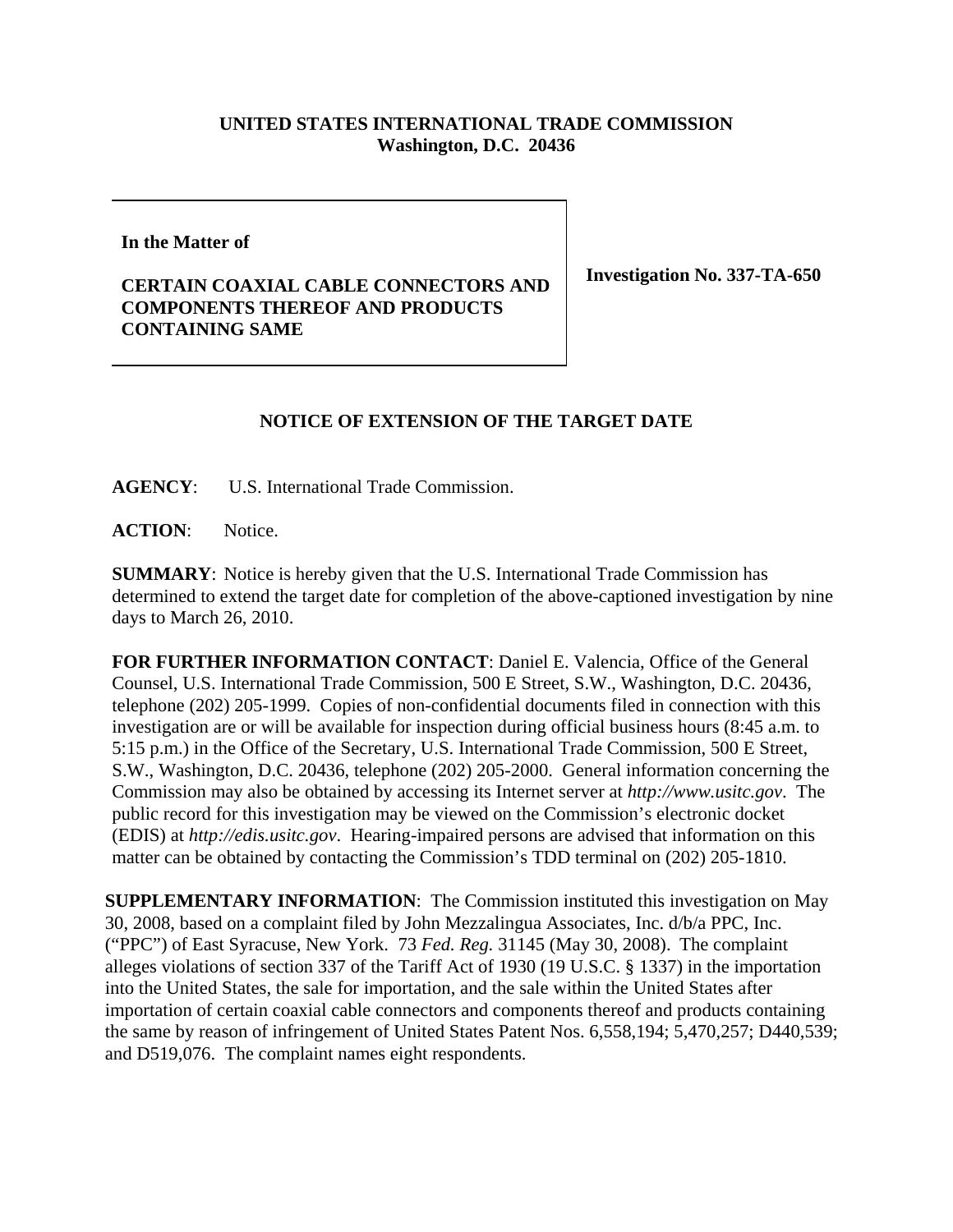**UNITED STATES INTERNATIONAL TRADE COMMISSION**
**Washington, D.C. 20436**

**In the Matter of**

**CERTAIN COAXIAL CABLE CONNECTORS AND COMPONENTS THEREOF AND PRODUCTS CONTAINING SAME**

**Investigation No. 337-TA-650**

## NOTICE OF EXTENSION OF THE TARGET DATE

**AGENCY**: U.S. International Trade Commission.

**ACTION**: Notice.

**SUMMARY**: Notice is hereby given that the U.S. International Trade Commission has determined to extend the target date for completion of the above-captioned investigation by nine days to March 26, 2010.

**FOR FURTHER INFORMATION CONTACT**: Daniel E. Valencia, Office of the General Counsel, U.S. International Trade Commission, 500 E Street, S.W., Washington, D.C. 20436, telephone (202) 205-1999. Copies of non-confidential documents filed in connection with this investigation are or will be available for inspection during official business hours (8:45 a.m. to 5:15 p.m.) in the Office of the Secretary, U.S. International Trade Commission, 500 E Street, S.W., Washington, D.C. 20436, telephone (202) 205-2000. General information concerning the Commission may also be obtained by accessing its Internet server at *http://www.usitc.gov*. The public record for this investigation may be viewed on the Commission's electronic docket (EDIS) at *http://edis.usitc.gov*. Hearing-impaired persons are advised that information on this matter can be obtained by contacting the Commission's TDD terminal on (202) 205-1810.

**SUPPLEMENTARY INFORMATION**: The Commission instituted this investigation on May 30, 2008, based on a complaint filed by John Mezzalingua Associates, Inc. d/b/a PPC, Inc. ("PPC") of East Syracuse, New York. 73 *Fed. Reg.* 31145 (May 30, 2008). The complaint alleges violations of section 337 of the Tariff Act of 1930 (19 U.S.C. § 1337) in the importation into the United States, the sale for importation, and the sale within the United States after importation of certain coaxial cable connectors and components thereof and products containing the same by reason of infringement of United States Patent Nos. 6,558,194; 5,470,257; D440,539; and D519,076. The complaint names eight respondents.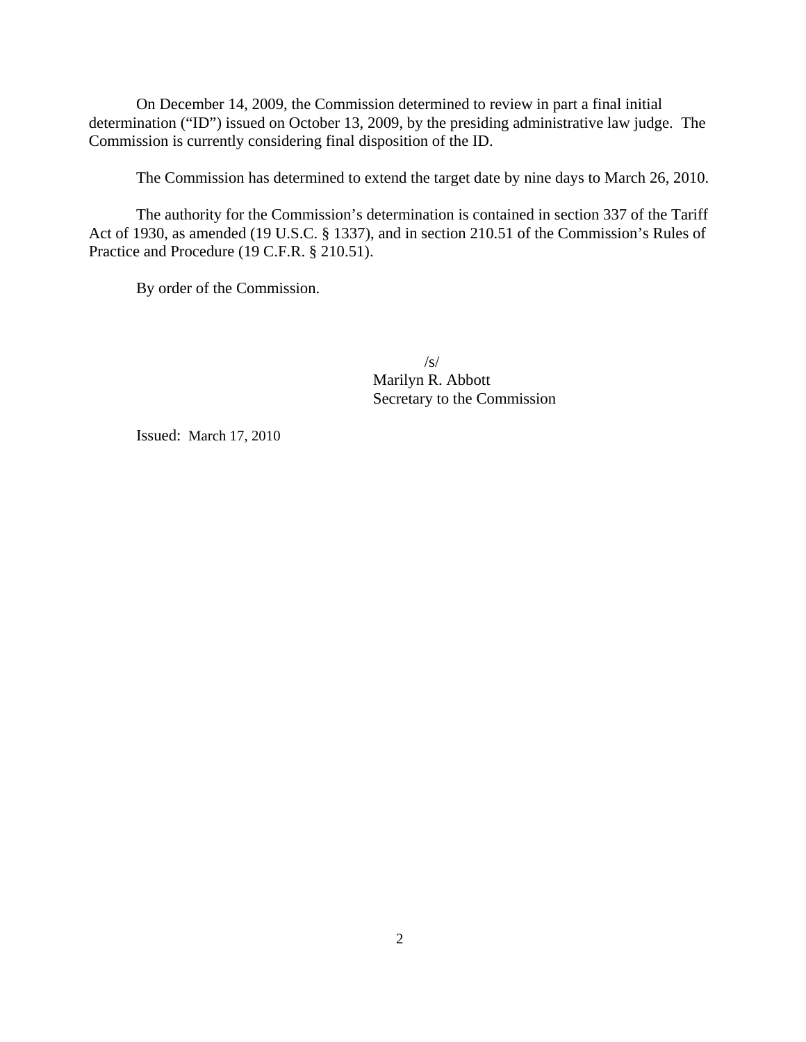On December 14, 2009, the Commission determined to review in part a final initial determination ("ID") issued on October 13, 2009, by the presiding administrative law judge. The Commission is currently considering final disposition of the ID.

The Commission has determined to extend the target date by nine days to March 26, 2010.

The authority for the Commission's determination is contained in section 337 of the Tariff Act of 1930, as amended (19 U.S.C. § 1337), and in section 210.51 of the Commission's Rules of Practice and Procedure (19 C.F.R. § 210.51).

By order of the Commission.

/s/
Marilyn R. Abbott
Secretary to the Commission

Issued: March 17, 2010